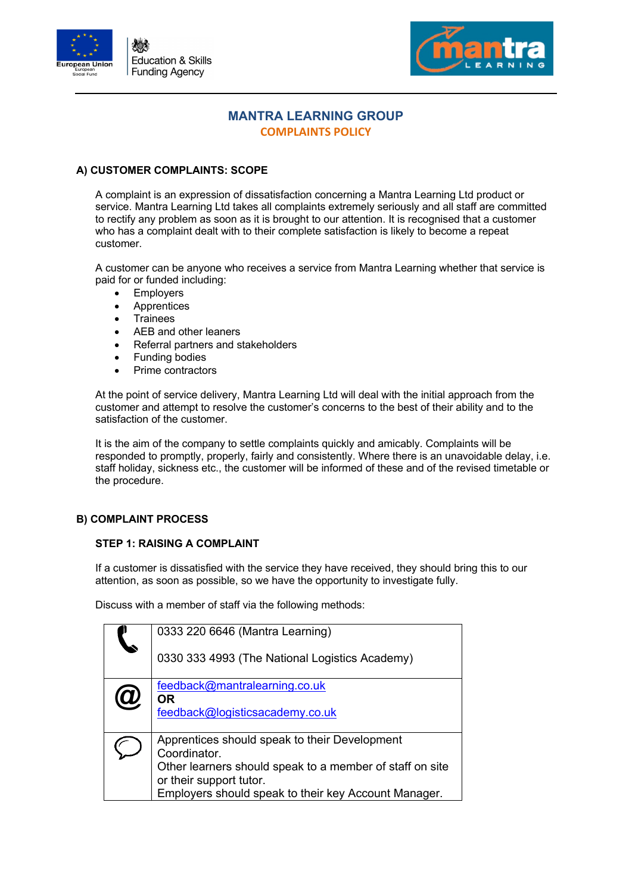# MANTRA LEARNING GROUP

## COMPLAINTS POLICY

### A) CUSTOMER COMPLAINTS: SCOPE

A complaint is an expression of dissatisfaction concerning a Mantra Learning Ltd product or service. Mantra Learning Ltd takes all complaints extremely seriously and all staff are committed to rectify any problem as soon as it is brought to our attention. It is recognised that a customer who has a complaint dealt with to their complete satisfaction is likely to become a repeat customer.

A customer can be anyone who receives a service from Mantra Learning whether that service is paid for or funded including:

- Employers
- Apprentices
- Trainees
- AEB and other leaners
- Referral partners and stakeholders
- Funding bodies
- Prime contractors

At the point of service delivery, Mantra Learning Ltd will deal with the initial approach from the customer and attempt to resolve the customer's concerns to the best of their ability and to the satisfaction of the customer.

It is the aim of the company to settle complaints quickly and amicably. Complaints will be responded to promptly, properly, fairly and consistently. Where there is an unavoided delay, i.e. staff holiday, sickness etc., the customer will be informed of these and of the revised timetable or the procedure.

### B) COMPLAINT PROCESS

#### STEP 1: RAISING A COMPLAINT

If a customer is dissatisfied with the service they have received, they should bring this to our attention, as soon as possible, so we have the opportunity to investigate fully.

Discuss with a member of staff via the following methods:

| | |
|---|---|
| 📞 | 0333 220 6646 (Mantra Learning)<br><br>0330 333 4993 (The National Logistics Academy) |
| @ | feedback@mantralearning.co.uk<br>**OR**<br>feedback@logisticsacademy.co.uk |
| 💬 | Apprentices should speak to their Development Coordinator.<br>Other learners should speak to a member of staff on site or their support tutor.<br>Employers should speak to their key Account Manager. |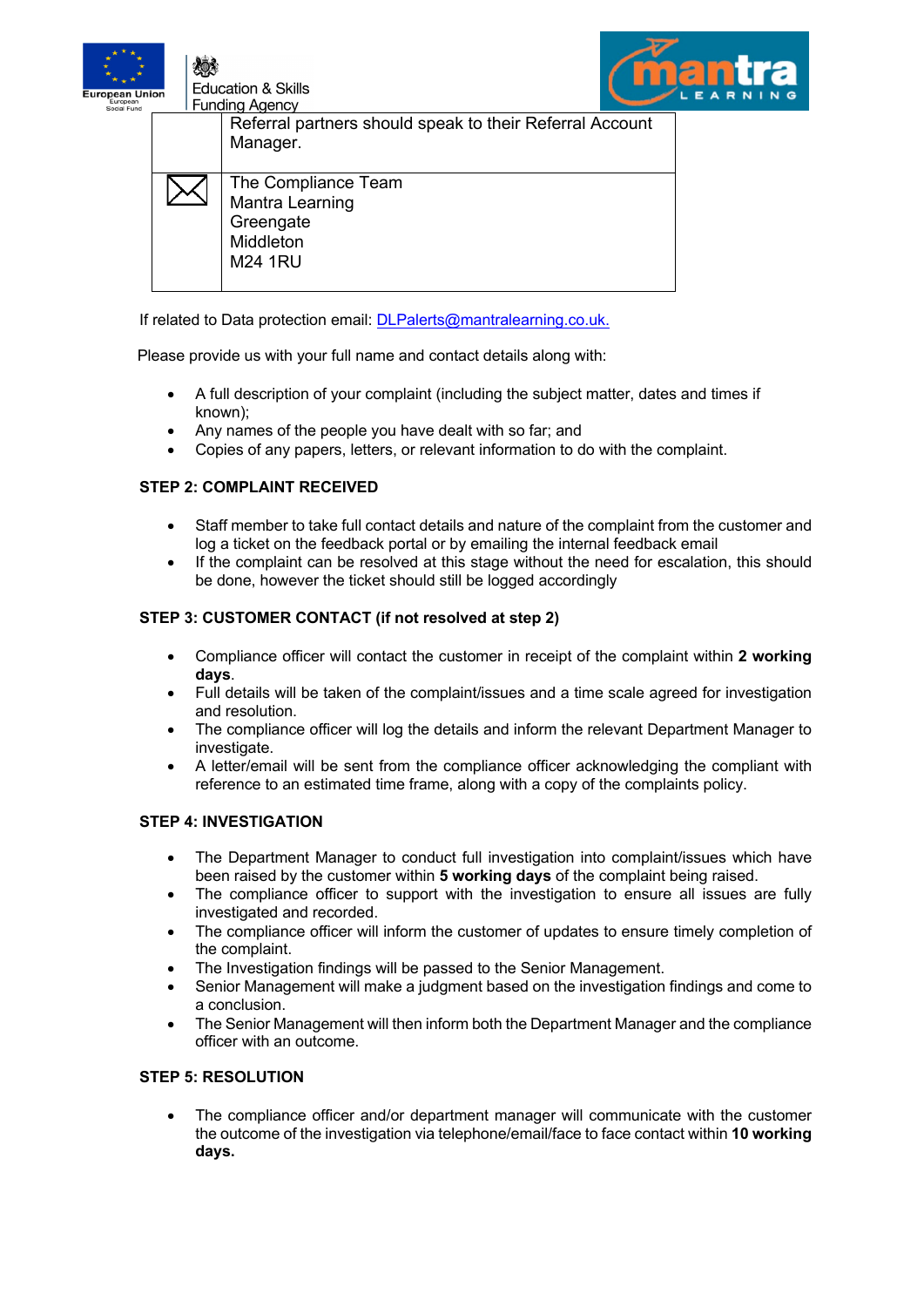| | |
|---|---|
| | Referral partners should speak to their Referral Account Manager. |
| ✉ | The Compliance Team<br>Mantra Learning<br>Greengate<br>Middleton<br>M24 1RU |

If related to Data protection email: [DLPalerts@mantralearning.co.uk.](mailto:DLPalerts@mantralearning.co.uk)

Please provide us with your full name and contact details along with:

- A full description of your complaint (including the subject matter, dates and times if known);
- Any names of the people you have dealt with so far; and
- Copies of any papers, letters, or relevant information to do with the complaint.

**STEP 2: COMPLAINT RECEIVED**

- Staff member to take full contact details and nature of the complaint from the customer and log a ticket on the feedback portal or by emailing the internal feedback email
- If the complaint can be resolved at this stage without the need for escalation, this should be done, however the ticket should still be logged accordingly

**STEP 3: CUSTOMER CONTACT (if not resolved at step 2)**

- Compliance officer will contact the customer in receipt of the complaint within **2 working days**.
- Full details will be taken of the complaint/issues and a time scale agreed for investigation and resolution.
- The compliance officer will log the details and inform the relevant Department Manager to investigate.
- A letter/email will be sent from the compliance officer acknowledging the compliant with reference to an estimated time frame, along with a copy of the complaints policy.

**STEP 4: INVESTIGATION**

- The Department Manager to conduct full investigation into complaint/issues which have been raised by the customer within **5 working days** of the complaint being raised.
- The compliance officer to support with the investigation to ensure all issues are fully investigated and recorded.
- The compliance officer will inform the customer of updates to ensure timely completion of the complaint.
- The Investigation findings will be passed to the Senior Management.
- Senior Management will make a judgment based on the investigation findings and come to a conclusion.
- The Senior Management will then inform both the Department Manager and the compliance officer with an outcome.

**STEP 5: RESOLUTION**

- The compliance officer and/or department manager will communicate with the customer the outcome of the investigation via telephone/email/face to face contact within **10 working days.**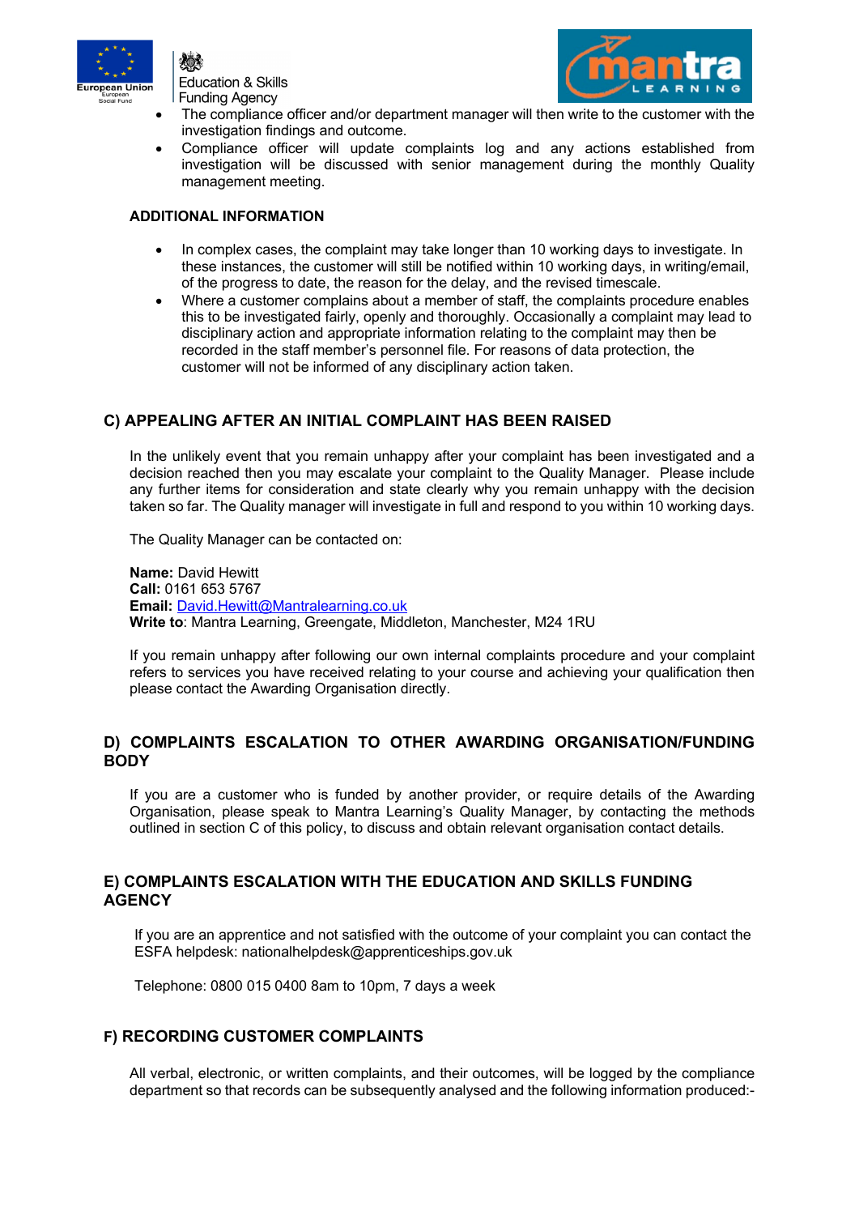- The compliance officer and/or department manager will then write to the customer with the investigation findings and outcome.
- Compliance officer will update complaints log and any actions established from investigation will be discussed with senior management during the monthly Quality management meeting.

**ADDITIONAL INFORMATION**

- In complex cases, the complaint may take longer than 10 working days to investigate. In these instances, the customer will still be notified within 10 working days, in writing/email, of the progress to date, the reason for the delay, and the revised timescale.
- Where a customer complains about a member of staff, the complaints procedure enables this to be investigated fairly, openly and thoroughly. Occasionally a complaint may lead to disciplinary action and appropriate information relating to the complaint may then be recorded in the staff member's personnel file. For reasons of data protection, the customer will not be informed of any disciplinary action taken.

## C) APPEALING AFTER AN INITIAL COMPLAINT HAS BEEN RAISED

In the unlikely event that you remain unhappy after your complaint has been investigated and a decision reached then you may escalate your complaint to the Quality Manager. Please include any further items for consideration and state clearly why you remain unhappy with the decision taken so far. The Quality manager will investigate in full and respond to you within 10 working days.

The Quality Manager can be contacted on:

**Name:** David Hewitt
**Call:** 0161 653 5767
**Email:** David.Hewitt@Mantralearning.co.uk
**Write to**: Mantra Learning, Greengate, Middleton, Manchester, M24 1RU

If you remain unhappy after following our own internal complaints procedure and your complaint refers to services you have received relating to your course and achieving your qualification then please contact the Awarding Organisation directly.

## D) COMPLAINTS ESCALATION TO OTHER AWARDING ORGANISATION/FUNDING BODY

If you are a customer who is funded by another provider, or require details of the Awarding Organisation, please speak to Mantra Learning's Quality Manager, by contacting the methods outlined in section C of this policy, to discuss and obtain relevant organisation contact details.

## E) COMPLAINTS ESCALATION WITH THE EDUCATION AND SKILLS FUNDING AGENCY

If you are an apprentice and not satisfied with the outcome of your complaint you can contact the ESFA helpdesk: nationalhelpdesk@apprenticeships.gov.uk

Telephone: 0800 015 0400 8am to 10pm, 7 days a week

## F) RECORDING CUSTOMER COMPLAINTS

All verbal, electronic, or written complaints, and their outcomes, will be logged by the compliance department so that records can be subsequently analysed and the following information produced:-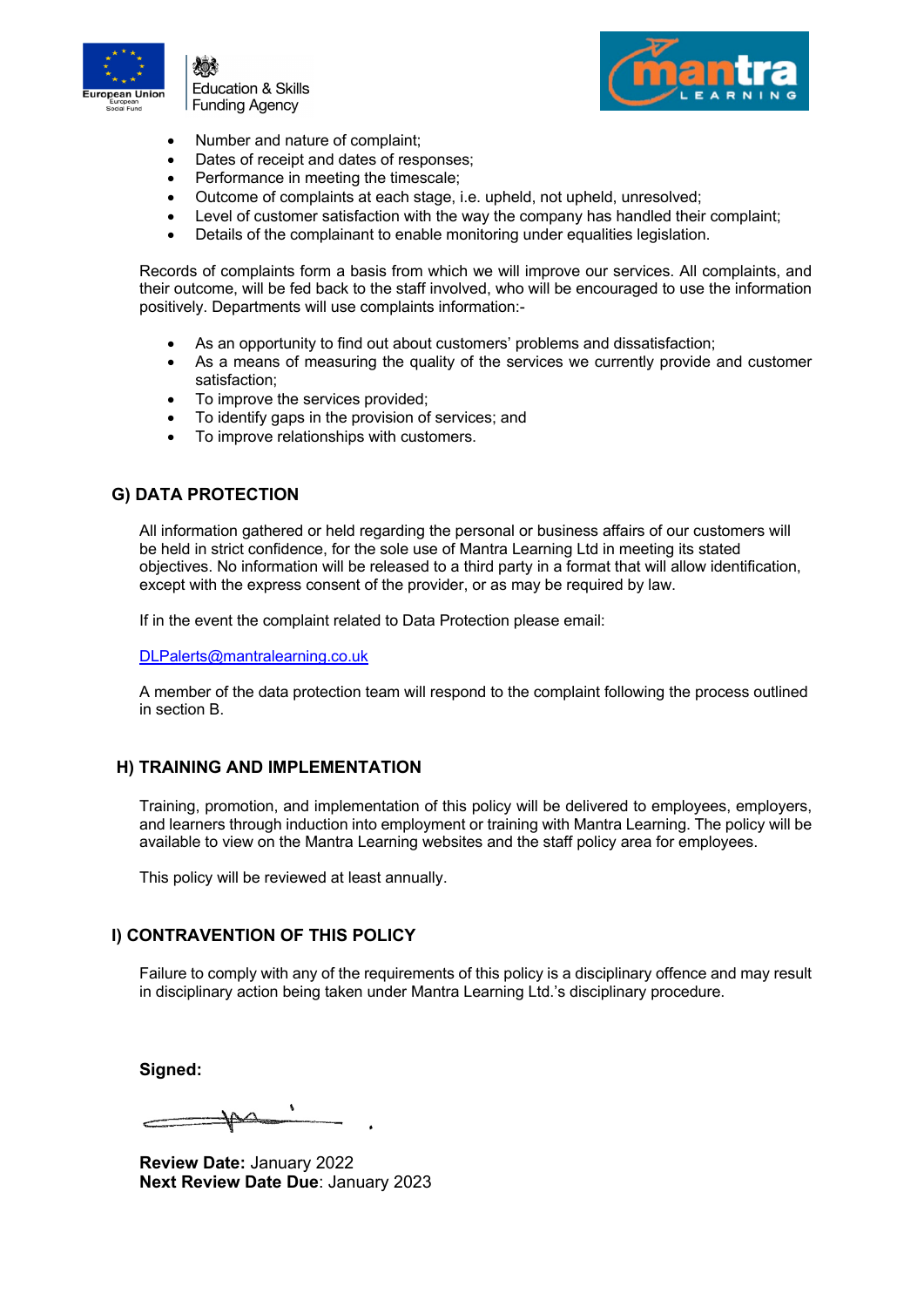- Number and nature of complaint;
- Dates of receipt and dates of responses;
- Performance in meeting the timescale;
- Outcome of complaints at each stage, i.e. upheld, not upheld, unresolved;
- Level of customer satisfaction with the way the company has handled their complaint;
- Details of the complainant to enable monitoring under equalities legislation.

Records of complaints form a basis from which we will improve our services. All complaints, and their outcome, will be fed back to the staff involved, who will be encouraged to use the information positively. Departments will use complaints information:-

- As an opportunity to find out about customers' problems and dissatisfaction;
- As a means of measuring the quality of the services we currently provide and customer satisfaction;
- To improve the services provided;
- To identify gaps in the provision of services; and
- To improve relationships with customers.

## G) DATA PROTECTION

All information gathered or held regarding the personal or business affairs of our customers will be held in strict confidence, for the sole use of Mantra Learning Ltd in meeting its stated objectives. No information will be released to a third party in a format that will allow identification, except with the express consent of the provider, or as may be required by law.

If in the event the complaint related to Data Protection please email:

DLPalerts@mantralearning.co.uk

A member of the data protection team will respond to the complaint following the process outlined in section B.

## H) TRAINING AND IMPLEMENTATION

Training, promotion, and implementation of this policy will be delivered to employees, employers, and learners through induction into employment or training with Mantra Learning. The policy will be available to view on the Mantra Learning websites and the staff policy area for employees.

This policy will be reviewed at least annually.

## I) CONTRAVENTION OF THIS POLICY

Failure to comply with any of the requirements of this policy is a disciplinary offence and may result in disciplinary action being taken under Mantra Learning Ltd.'s disciplinary procedure.

**Signed:**

**Review Date:** January 2022
**Next Review Date Due**: January 2023